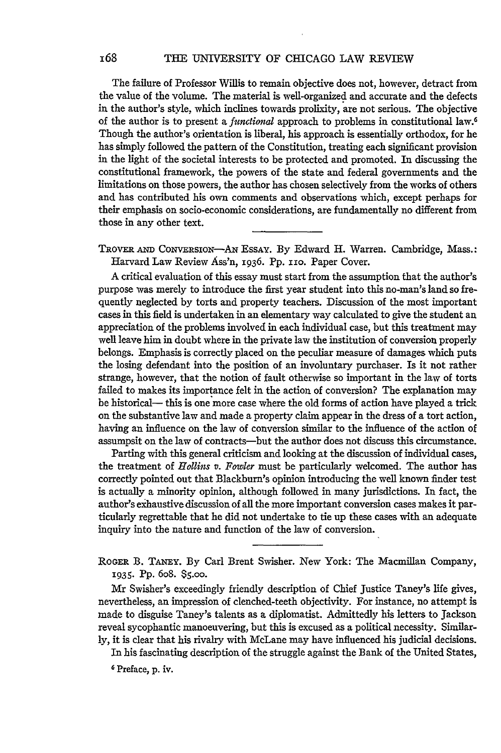The failure of Professor Willis to remain objective does not, however, detract from the value of the volume. The material is well-organized and accurate and the defects in the author's style, which inclines towards prolixity, are not serious. The objective of the author is to present a *functional* approach to problems in constitutional law.[6] Though the author's orientation is liberal, his approach is essentially orthodox, for he has simply followed the pattern of the Constitution, treating each significant provision in the light of the societal interests to be protected and promoted. In discussing the constitutional framework, the powers of the state and federal governments and the limitations on those powers, the author has chosen selectively from the works of others and has contributed his own comments and observations which, except perhaps for their emphasis on socio-economic considerations, are fundamentally no different from those in any other text.

---

TROVER AND CONVERSION—AN ESSAY. By Edward H. Warren. Cambridge, Mass.: Harvard Law Review Ass'n, 1936. Pp. 110. Paper Cover.

A critical evaluation of this essay must start from the assumption that the author's purpose was merely to introduce the first year student into this no-man's land so frequently neglected by torts and property teachers. Discussion of the most important cases in this field is undertaken in an elementary way calculated to give the student an appreciation of the problems involved in each individual case, but this treatment may well leave him in doubt where in the private law the institution of conversion properly belongs. Emphasis is correctly placed on the peculiar measure of damages which puts the losing defendant into the position of an involuntary purchaser. Is it not rather strange, however, that the notion of fault otherwise so important in the law of torts failed to makes its importance felt in the action of conversion? The explanation may be historical— this is one more case where the old forms of action have played a trick on the substantive law and made a property claim appear in the dress of a tort action, having an influence on the law of conversion similar to the influence of the action of assumpsit on the law of contracts—but the author does not discuss this circumstance.

Parting with this general criticism and looking at the discussion of individual cases, the treatment of *Hollins v. Fowler* must be particularly welcomed. The author has correctly pointed out that Blackburn's opinion introducing the well known finder test is actually a minority opinion, although followed in many jurisdictions. In fact, the author's exhaustive discussion of all the more important conversion cases makes it particularly regrettable that he did not undertake to tie up these cases with an adequate inquiry into the nature and function of the law of conversion.

---

ROGER B. TANEY. By Carl Brent Swisher. New York: The Macmillan Company, 1935. Pp. 608. $5.00.

Mr Swisher's exceedingly friendly description of Chief Justice Taney's life gives, nevertheless, an impression of clenched-teeth objectivity. For instance, no attempt is made to disguise Taney's talents as a diplomatist. Admittedly his letters to Jackson reveal sycophantic manoeuvering, but this is excused as a political necessity. Similarly, it is clear that his rivalry with McLane may have influenced his judicial decisions.

In his fascinating description of the struggle against the Bank of the United States,

[6] Preface, p. iv.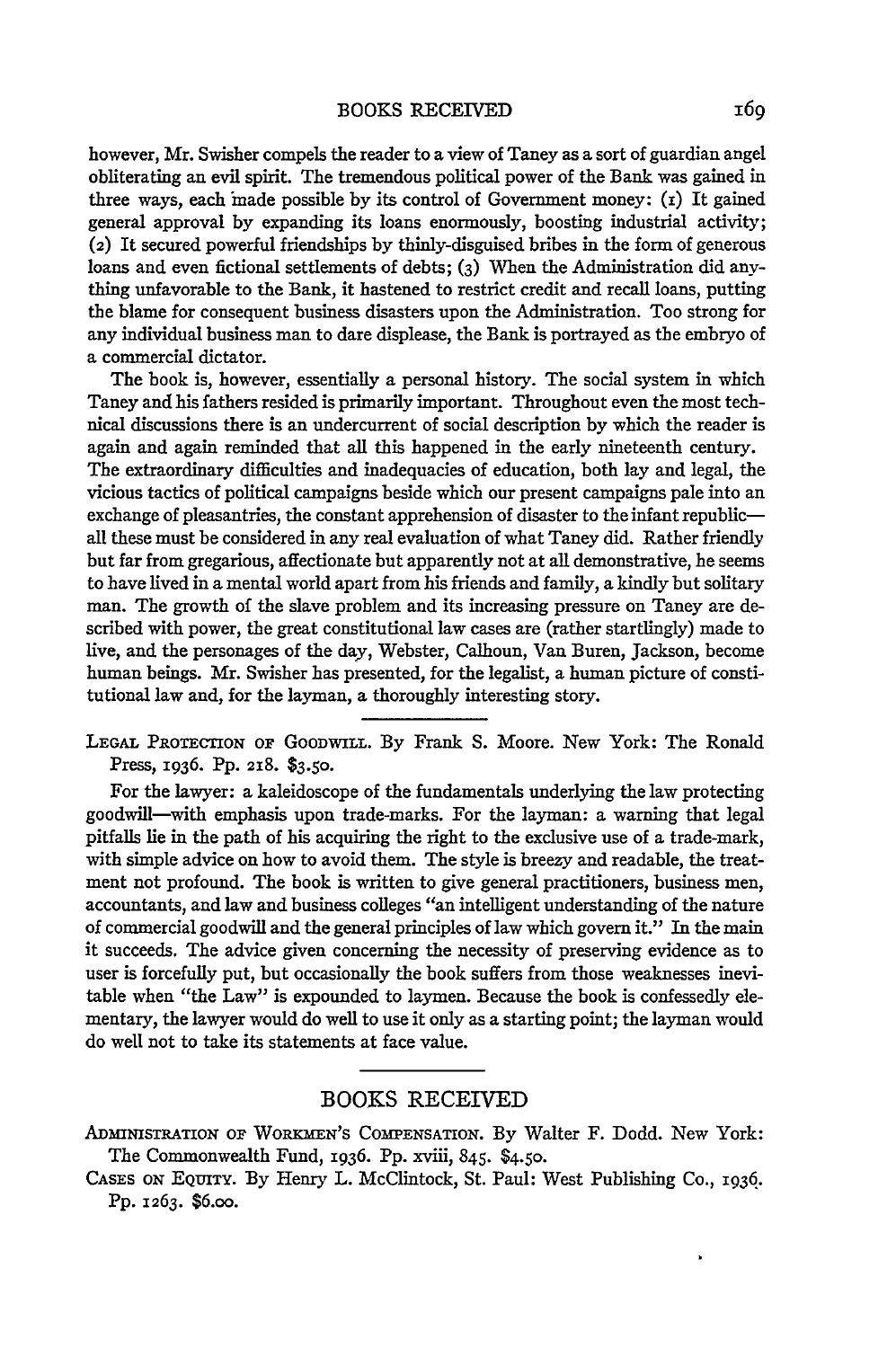however, Mr. Swisher compels the reader to a view of Taney as a sort of guardian angel obliterating an evil spirit. The tremendous political power of the Bank was gained in three ways, each made possible by its control of Government money: (1) It gained general approval by expanding its loans enormously, boosting industrial activity; (2) It secured powerful friendships by thinly-disguised bribes in the form of generous loans and even fictional settlements of debts; (3) When the Administration did anything unfavorable to the Bank, it hastened to restrict credit and recall loans, putting the blame for consequent business disasters upon the Administration. Too strong for any individual business man to dare displease, the Bank is portrayed as the embryo of a commercial dictator.

The book is, however, essentially a personal history. The social system in which Taney and his fathers resided is primarily important. Throughout even the most technical discussions there is an undercurrent of social description by which the reader is again and again reminded that all this happened in the early nineteenth century. The extraordinary difficulties and inadequacies of education, both lay and legal, the vicious tactics of political campaigns beside which our present campaigns pale into an exchange of pleasantries, the constant apprehension of disaster to the infant republic—all these must be considered in any real evaluation of what Taney did. Rather friendly but far from gregarious, affectionate but apparently not at all demonstrative, he seems to have lived in a mental world apart from his friends and family, a kindly but solitary man. The growth of the slave problem and its increasing pressure on Taney are described with power, the great constitutional law cases are (rather startlingly) made to live, and the personages of the day, Webster, Calhoun, Van Buren, Jackson, become human beings. Mr. Swisher has presented, for the legalist, a human picture of constitutional law and, for the layman, a thoroughly interesting story.

---

LEGAL PROTECTION OF GOODWILL. By Frank S. Moore. New York: The Ronald Press, 1936. Pp. 218. $3.50.

For the lawyer: a kaleidoscope of the fundamentals underlying the law protecting goodwill—with emphasis upon trade-marks. For the layman: a warning that legal pitfalls lie in the path of his acquiring the right to the exclusive use of a trade-mark, with simple advice on how to avoid them. The style is breezy and readable, the treatment not profound. The book is written to give general practitioners, business men, accountants, and law and business colleges "an intelligent understanding of the nature of commercial goodwill and the general principles of law which govern it." In the main it succeeds. The advice given concerning the necessity of preserving evidence as to user is forcefully put, but occasionally the book suffers from those weaknesses inevitable when "the Law" is expounded to laymen. Because the book is confessedly elementary, the lawyer would do well to use it only as a starting point; the layman would do well not to take its statements at face value.

---

## BOOKS RECEIVED

ADMINISTRATION OF WORKMEN'S COMPENSATION. By Walter F. Dodd. New York: The Commonwealth Fund, 1936. Pp. xviii, 845. $4.50.

CASES ON EQUITY. By Henry L. McClintock, St. Paul: West Publishing Co., 1936. Pp. 1263. $6.00.